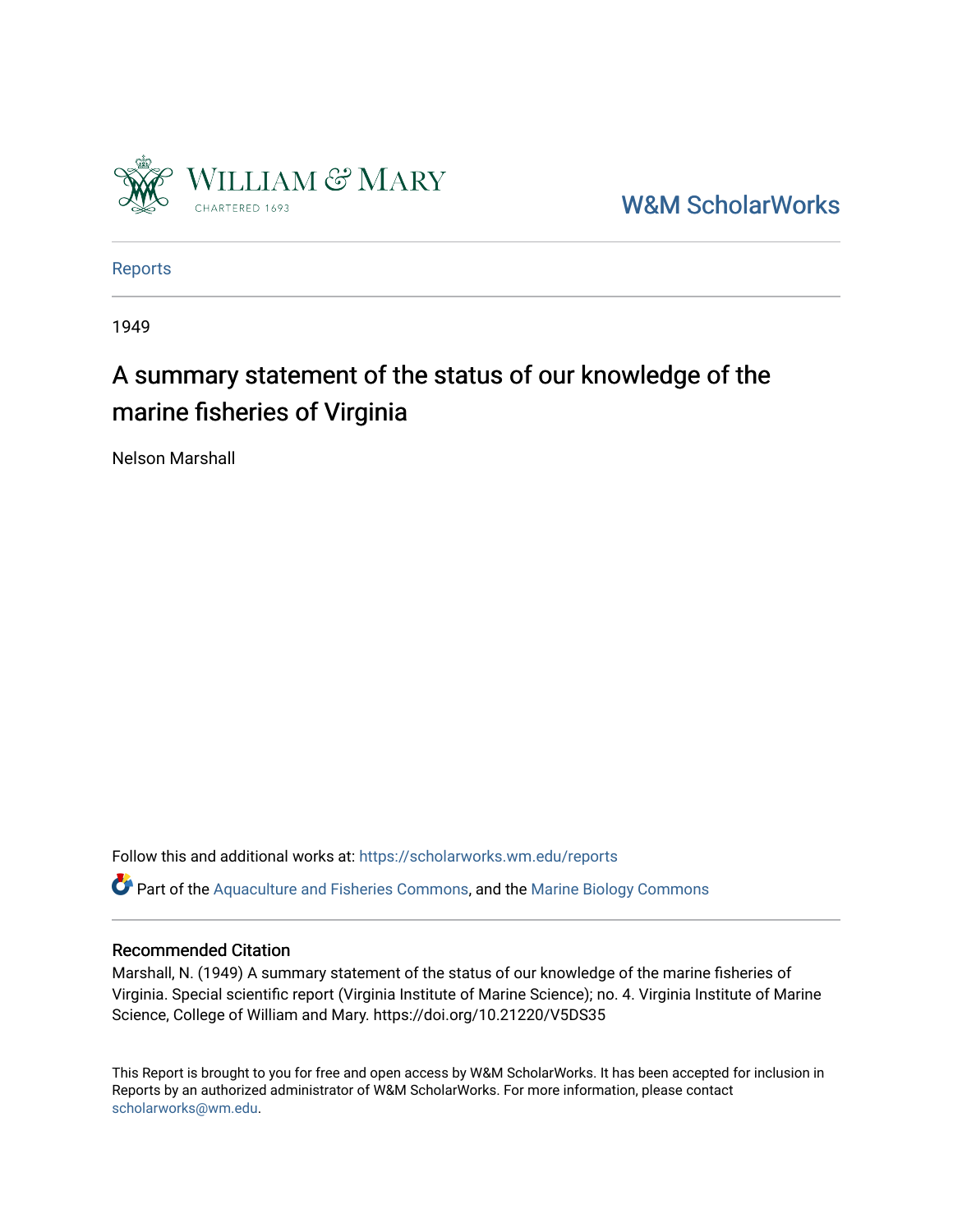William & Mary
CHARTERED 1693

W&M ScholarWorks

Reports

1949

# A summary statement of the status of our knowledge of the marine fisheries of Virginia

Nelson Marshall

Follow this and additional works at: https://scholarworks.wm.edu/reports

Part of the Aquaculture and Fisheries Commons, and the Marine Biology Commons

## Recommended Citation

Marshall, N. (1949) A summary statement of the status of our knowledge of the marine fisheries of Virginia. Special scientific report (Virginia Institute of Marine Science); no. 4. Virginia Institute of Marine Science, College of William and Mary. https://doi.org/10.21220/V5DS35

This Report is brought to you for free and open access by W&M ScholarWorks. It has been accepted for inclusion in Reports by an authorized administrator of W&M ScholarWorks. For more information, please contact scholarworks@wm.edu.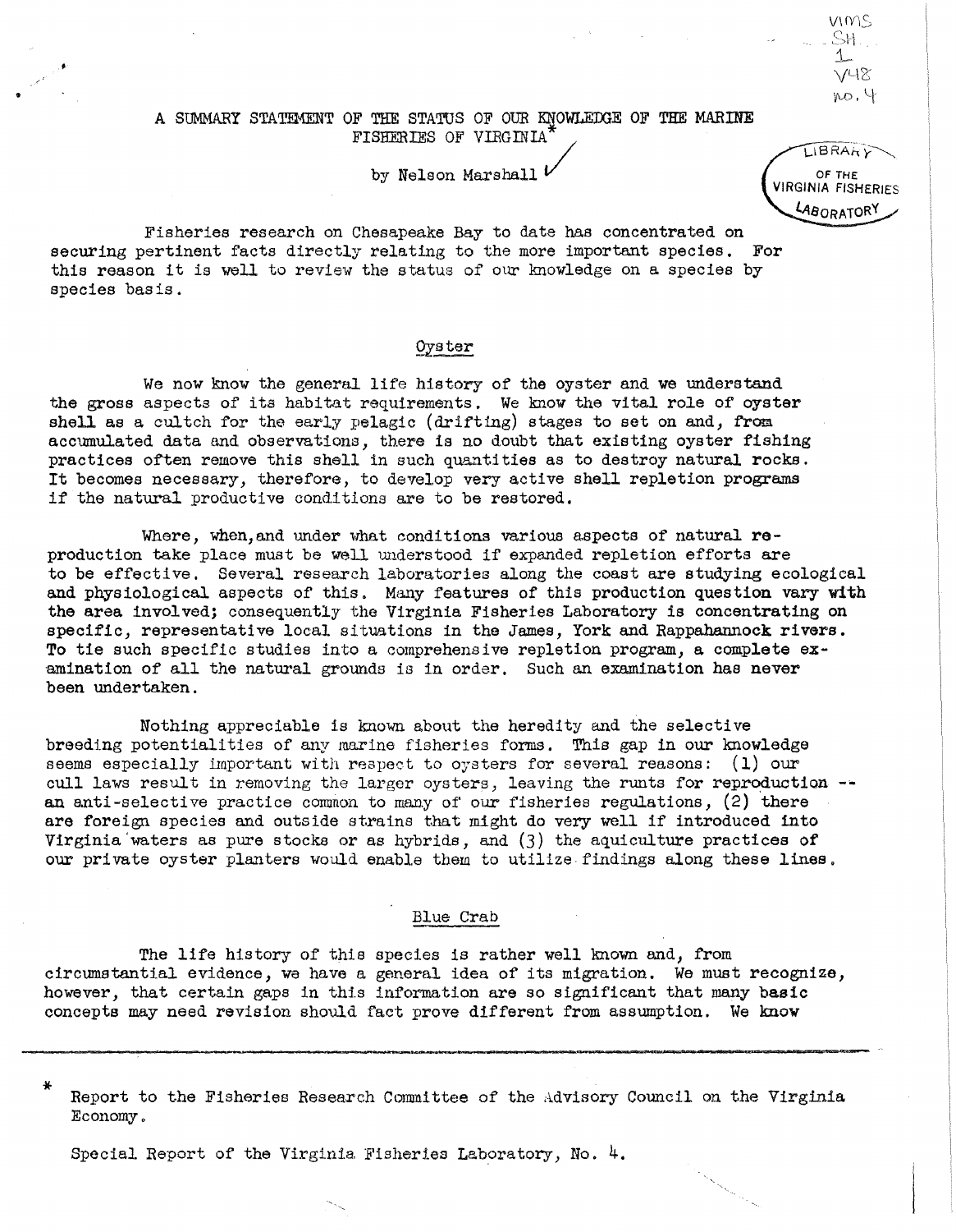# A SUMMARY STATEMENT OF THE STATUS OF OUR KNOWLEDGE OF THE MARINE FISHERIES OF VIRGINIA*

by Nelson Marshall

Fisheries research on Chesapeake Bay to date has concentrated on securing pertinent facts directly relating to the more important species. For this reason it is well to review the status of our knowledge on a species by species basis.

## Oyster

We now know the general life history of the oyster and we understand the gross aspects of its habitat requirements. We know the vital role of oyster shell as a cultch for the early pelagic (drifting) stages to set on and, from accumulated data and observations, there is no doubt that existing oyster fishing practices often remove this shell in such quantities as to destroy natural rocks. It becomes necessary, therefore, to develop very active shell repletion programs if the natural productive conditions are to be restored.

Where, when, and under what conditions various aspects of natural reproduction take place must be well understood if expanded repletion efforts are to be effective. Several research laboratories along the coast are studying ecological and physiological aspects of this. Many features of this production question vary with the area involved; consequently the Virginia Fisheries Laboratory is concentrating on specific, representative local situations in the James, York and Rappahannock rivers. To tie such specific studies into a comprehensive repletion program, a complete examination of all the natural grounds is in order. Such an examination has never been undertaken.

Nothing appreciable is known about the heredity and the selective breeding potentialities of any marine fisheries forms. This gap in our knowledge seems especially important with respect to oysters for several reasons: (1) our cull laws result in removing the larger oysters, leaving the runts for reproduction -- an anti-selective practice common to many of our fisheries regulations, (2) there are foreign species and outside strains that might do very well if introduced into Virginia waters as pure stocks or as hybrids, and (3) the aquiculture practices of our private oyster planters would enable them to utilize findings along these lines.

## Blue Crab

The life history of this species is rather well known and, from circumstantial evidence, we have a general idea of its migration. We must recognize, however, that certain gaps in this information are so significant that many basic concepts may need revision should fact prove different from assumption. We know

---

* Report to the Fisheries Research Committee of the Advisory Council on the Virginia Economy.

Special Report of the Virginia Fisheries Laboratory, No. 4.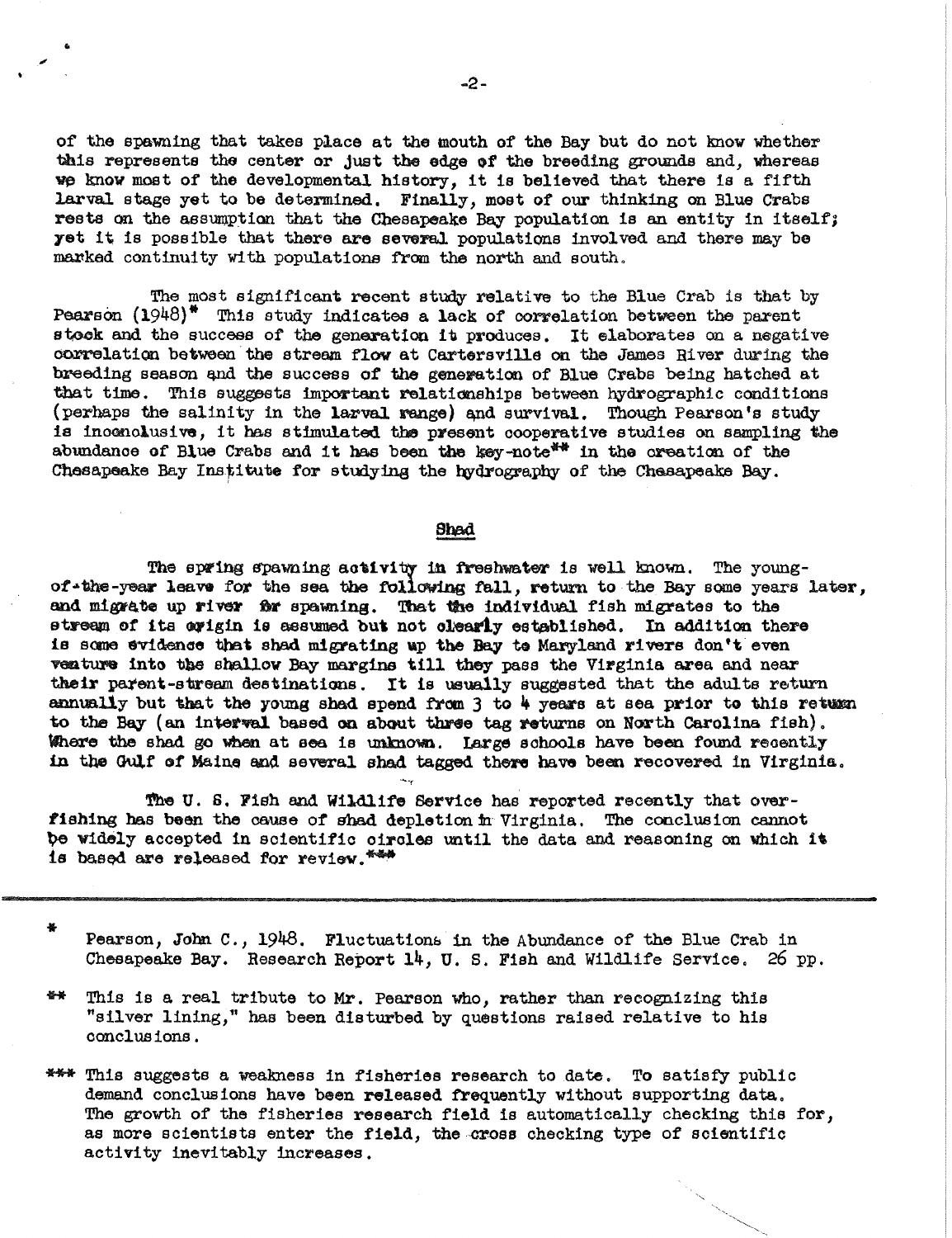of the spawning that takes place at the mouth of the Bay but do not know whether this represents the center or just the edge of the breeding grounds and, whereas we know most of the developmental history, it is believed that there is a fifth larval stage yet to be determined. Finally, most of our thinking on Blue Crabs rests on the assumption that the Chesapeake Bay population is an entity in itself; yet it is possible that there are several populations involved and there may be marked continuity with populations from the north and south.

The most significant recent study relative to the Blue Crab is that by Pearson (1948)* This study indicates a lack of correlation between the parent stock and the success of the generation it produces. It elaborates on a negative correlation between the stream flow at Cartersville on the James River during the breeding season and the success of the generation of Blue Crabs being hatched at that time. This suggests important relationships between hydrographic conditions (perhaps the salinity in the larval range) and survival. Though Pearson's study is inconclusive, it has stimulated the present cooperative studies on sampling the abundance of Blue Crabs and it has been the key-note** in the creation of the Chesapeake Bay Institute for studying the hydrography of the Chesapeake Bay.

## Shad

The spring spawning activity in freshwater is well known. The young-of-the-year leave for the sea the following fall, return to the Bay some years later, and migrate up river for spawning. That the individual fish migrates to the stream of its origin is assumed but not clearly established. In addition there is some evidence that shad migrating up the Bay to Maryland rivers don't even venture into the shallow Bay margins till they pass the Virginia area and near their parent-stream destinations. It is usually suggested that the adults return annually but that the young shad spend from 3 to 4 years at sea prior to this return to the Bay (an interval based on about three tag returns on North Carolina fish). Where the shad go when at sea is unknown. Large schools have been found recently in the Gulf of Maine and several shad tagged there have been recovered in Virginia.

The U. S. Fish and Wildlife Service has reported recently that over-fishing has been the cause of shad depletion in Virginia. The conclusion cannot be widely accepted in scientific circles until the data and reasoning on which it is based are released for review.***

---

\* Pearson, John C., 1948. Fluctuations in the Abundance of the Blue Crab in Chesapeake Bay. Research Report 14, U. S. Fish and Wildlife Service. 26 pp.

\** This is a real tribute to Mr. Pearson who, rather than recognizing this "silver lining," has been disturbed by questions raised relative to his conclusions.

\*** This suggests a weakness in fisheries research to date. To satisfy public demand conclusions have been released frequently without supporting data. The growth of the fisheries research field is automatically checking this for, as more scientists enter the field, the cross checking type of scientific activity inevitably increases.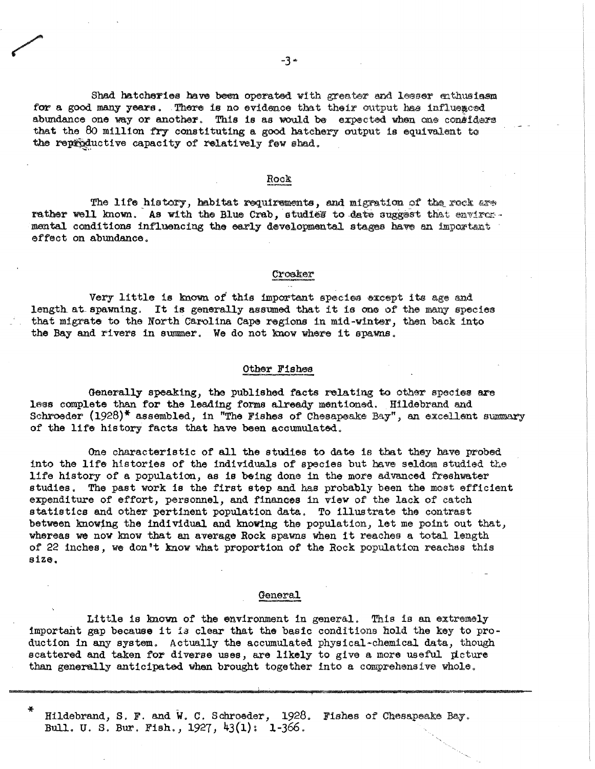Shad hatcheries have been operated with greater and lesser enthusiasm for a good many years. There is no evidence that their output has influenced abundance one way or another. This is as would be expected when one considers that the 80 million fry constituting a good hatchery output is equivalent to the reproductive capacity of relatively few shad.

## Rock

The life history, habitat requirements, and migration of the rock are rather well known. As with the Blue Crab, studies to date suggest that environmental conditions influencing the early developmental stages have an important effect on abundance.

## Croaker

Very little is known of this important species except its age and length at spawning. It is generally assumed that it is one of the many species that migrate to the North Carolina Cape regions in mid-winter, then back into the Bay and rivers in summer. We do not know where it spawns.

## Other Fishes

Generally speaking, the published facts relating to other species are less complete than for the leading forms already mentioned. Hildebrand and Schroeder (1928)* assembled, in "The Fishes of Chesapeake Bay", an excellent summary of the life history facts that have been accumulated.

One characteristic of all the studies to date is that they have probed into the life histories of the individuals of species but have seldom studied the life history of a population, as is being done in the more advanced freshwater studies. The past work is the first step and has probably been the most efficient expenditure of effort, personnel, and finances in view of the lack of catch statistics and other pertinent population data. To illustrate the contrast between knowing the individual and knowing the population, let me point out that, whereas we now know that an average Rock spawns when it reaches a total length of 22 inches, we don't know what proportion of the Rock population reaches this size.

## General

Little is known of the environment in general. This is an extremely important gap because it is clear that the basic conditions hold the key to production in any system. Actually the accumulated physical-chemical data, though scattered and taken for diverse uses, are likely to give a more useful picture than generally anticipated when brought together into a comprehensive whole.

---

* Hildebrand, S. F. and W. C. Schroeder, 1928. Fishes of Chesapeake Bay. Bull. U. S. Bur. Fish., 1927, 43(1): 1-366.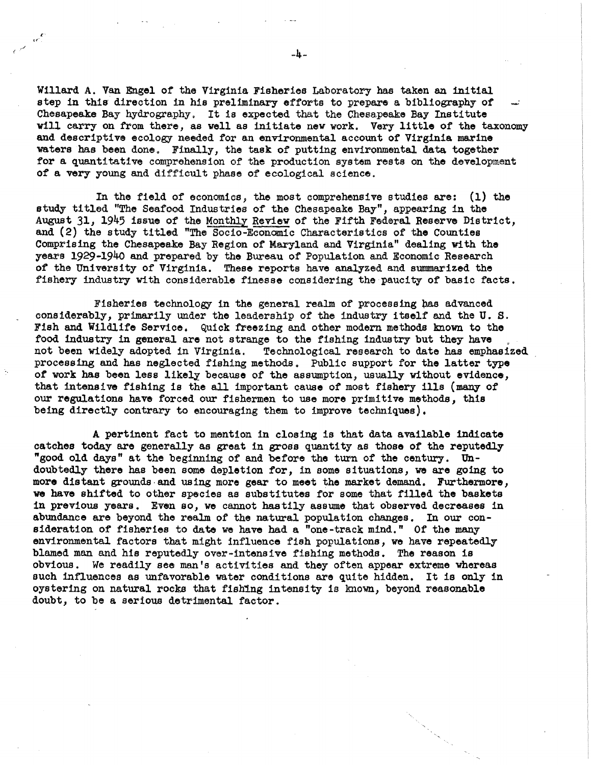Willard A. Van Engel of the Virginia Fisheries Laboratory has taken an initial step in this direction in his preliminary efforts to prepare a bibliography of Chesapeake Bay hydrography. It is expected that the Chesapeake Bay Institute will carry on from there, as well as initiate new work. Very little of the taxonomy and descriptive ecology needed for an environmental account of Virginia marine waters has been done. Finally, the task of putting environmental data together for a quantitative comprehension of the production system rests on the development of a very young and difficult phase of ecological science.

In the field of economics, the most comprehensive studies are: (1) the study titled "The Seafood Industries of the Chesapeake Bay", appearing in the August 31, 1945 issue of the Monthly Review of the Fifth Federal Reserve District, and (2) the study titled "The Socio-Economic Characteristics of the Counties Comprising the Chesapeake Bay Region of Maryland and Virginia" dealing with the years 1929-1940 and prepared by the Bureau of Population and Economic Research of the University of Virginia. These reports have analyzed and summarized the fishery industry with considerable finesse considering the paucity of basic facts.

Fisheries technology in the general realm of processing has advanced considerably, primarily under the leadership of the industry itself and the U. S. Fish and Wildlife Service. Quick freezing and other modern methods known to the food industry in general are not strange to the fishing industry but they have not been widely adopted in Virginia. Technological research to date has emphasized processing and has neglected fishing methods. Public support for the latter type of work has been less likely because of the assumption, usually without evidence, that intensive fishing is the all important cause of most fishery ills (many of our regulations have forced our fishermen to use more primitive methods, this being directly contrary to encouraging them to improve techniques).

A pertinent fact to mention in closing is that data available indicate catches today are generally as great in gross quantity as those of the reputedly "good old days" at the beginning of and before the turn of the century. Undoubtedly there has been some depletion for, in some situations, we are going to more distant grounds and using more gear to meet the market demand. Furthermore, we have shifted to other species as substitutes for some that filled the baskets in previous years. Even so, we cannot hastily assume that observed decreases in abundance are beyond the realm of the natural population changes. In our consideration of fisheries to date we have had a "one-track mind." Of the many environmental factors that might influence fish populations, we have repeatedly blamed man and his reputedly over-intensive fishing methods. The reason is obvious. We readily see man's activities and they often appear extreme whereas such influences as unfavorable water conditions are quite hidden. It is only in oystering on natural rocks that fishing intensity is known, beyond reasonable doubt, to be a serious detrimental factor.